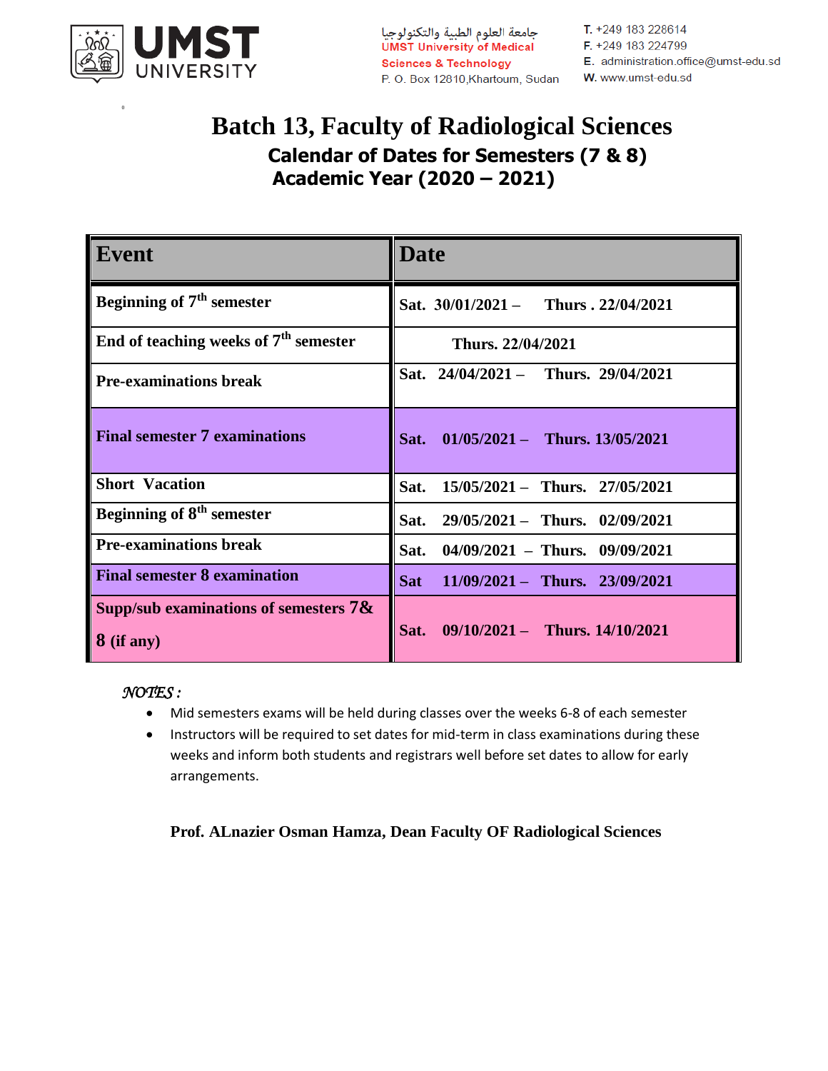جامعة العلوم الطبية والتكنولوجيا
UMST University of Medical Sciences & Technology
P. O. Box 12810,Khartoum, Sudan

T. +249 183 228614
F. +249 183 224799
E. administration.office@umst-edu.sd
W. www.umst-edu.sd

# Batch 13, Faculty of Radiological Sciences

## Calendar of Dates for Semesters (7 & 8)
## Academic Year (2020 – 2021)

| Event | Date |
|---|---|
| **Beginning of 7th semester** | **Sat. 30/01/2021 – Thurs . 22/04/2021** |
| **End of teaching weeks of 7th semester** | **Thurs. 22/04/2021** |
| **Pre-examinations break** | **Sat. 24/04/2021 – Thurs. 29/04/2021** |
| **Final semester 7 examinations** | **Sat. 01/05/2021 – Thurs. 13/05/2021** |
| **Short Vacation** | **Sat. 15/05/2021 – Thurs. 27/05/2021** |
| **Beginning of 8th semester** | **Sat. 29/05/2021 – Thurs. 02/09/2021** |
| **Pre-examinations break** | **Sat. 04/09/2021 – Thurs. 09/09/2021** |
| **Final semester 8 examination** | **Sat 11/09/2021 – Thurs. 23/09/2021** |
| **Supp/sub examinations of semesters 7& 8 (if any)** | **Sat. 09/10/2021 – Thurs. 14/10/2021** |

*NOTES :*

- Mid semesters exams will be held during classes over the weeks 6-8 of each semester
- Instructors will be required to set dates for mid-term in class examinations during these weeks and inform both students and registrars well before set dates to allow for early arrangements.

**Prof. ALnazier Osman Hamza, Dean Faculty OF Radiological Sciences**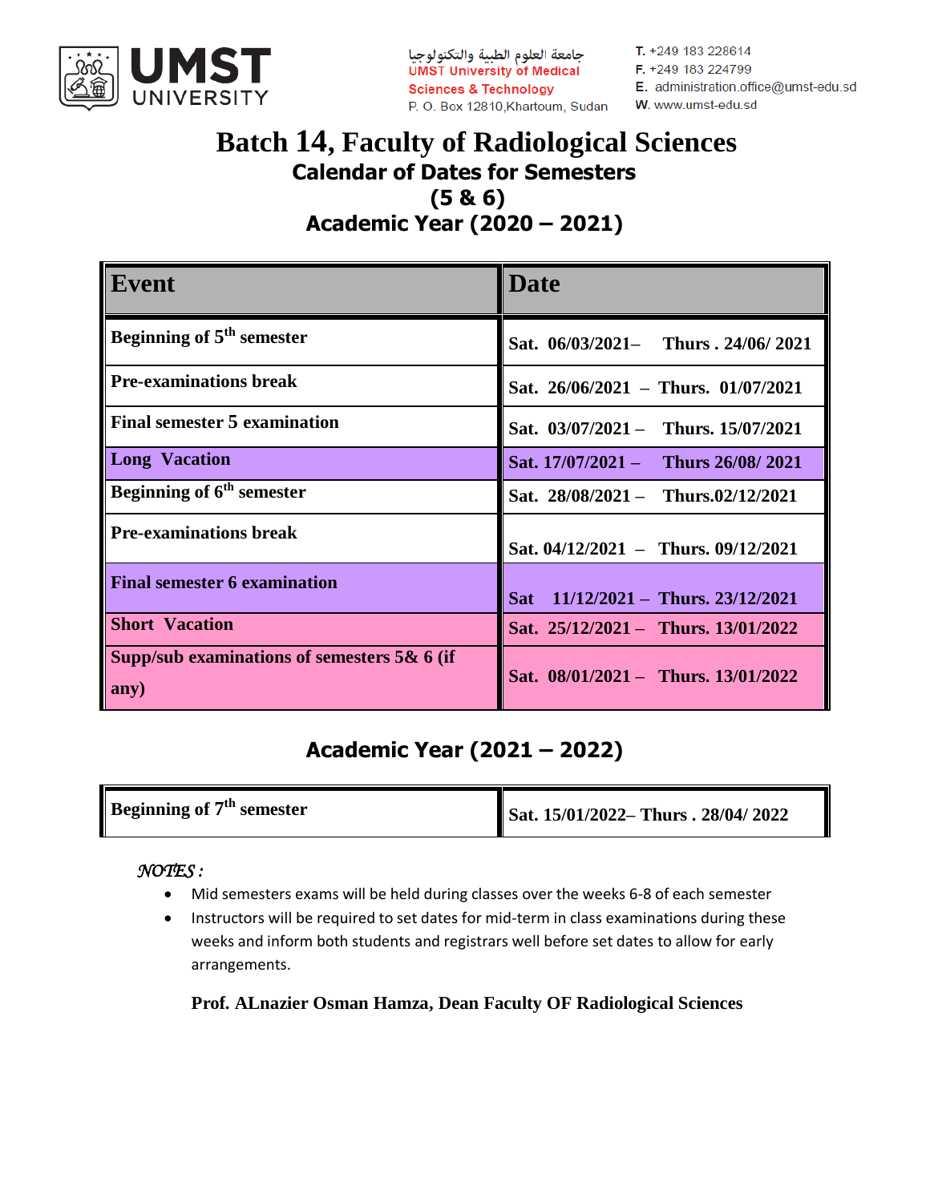جامعة العلوم الطبية والتكنولوجيا
UMST University of Medical Sciences & Technology
P. O. Box 12810, Khartoum, Sudan

**T.** +249 183 228614
**F.** +249 183 224799
**E.** administration.office@umst-edu.sd
**W.** www.umst-edu.sd

# Batch 14, Faculty of Radiological Sciences

## Calendar of Dates for Semesters (5 & 6)

## Academic Year (2020 – 2021)

| Event | Date |
|---|---|
| **Beginning of 5th semester** | **Sat. 06/03/2021– Thurs . 24/06/ 2021** |
| **Pre-examinations break** | **Sat. 26/06/2021 – Thurs. 01/07/2021** |
| **Final semester 5 examination** | **Sat. 03/07/2021 – Thurs. 15/07/2021** |
| **Long Vacation** | **Sat. 17/07/2021 – Thurs 26/08/ 2021** |
| **Beginning of 6th semester** | **Sat. 28/08/2021 – Thurs.02/12/2021** |
| **Pre-examinations break** | **Sat. 04/12/2021 – Thurs. 09/12/2021** |
| **Final semester 6 examination** | **Sat 11/12/2021 – Thurs. 23/12/2021** |
| **Short Vacation** | **Sat. 25/12/2021 – Thurs. 13/01/2022** |
| **Supp/sub examinations of semesters 5& 6 (if any)** | **Sat. 08/01/2021 – Thurs. 13/01/2022** |

## Academic Year (2021 – 2022)

| Event | Date |
|---|---|
| **Beginning of 7th semester** | **Sat. 15/01/2022– Thurs . 28/04/ 2022** |

*NOTES :*

- Mid semesters exams will be held during classes over the weeks 6-8 of each semester
- Instructors will be required to set dates for mid-term in class examinations during these weeks and inform both students and registrars well before set dates to allow for early arrangements.

**Prof. ALnazier Osman Hamza, Dean Faculty OF Radiological Sciences**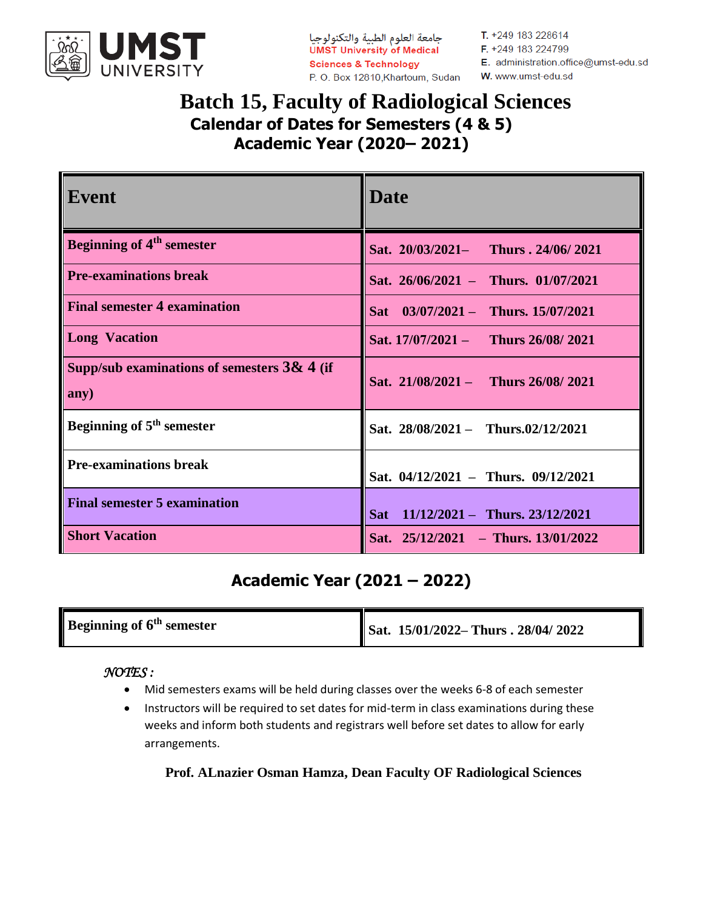UMST UNIVERSITY

جامعة العلوم الطبية والتكنولوجيا
UMST University of Medical Sciences & Technology
P. O. Box 12810,Khartoum, Sudan

T. +249 183 228614
F. +249 183 224799
E. administration.office@umst-edu.sd
W. www.umst-edu.sd

# Batch 15, Faculty of Radiological Sciences
## Calendar of Dates for Semesters (4 & 5)
## Academic Year (2020– 2021)

| Event | Date |
|---|---|
| **Beginning of 4th semester** | **Sat. 20/03/2021– Thurs . 24/06/ 2021** |
| **Pre-examinations break** | **Sat. 26/06/2021 – Thurs. 01/07/2021** |
| **Final semester 4 examination** | **Sat 03/07/2021 – Thurs. 15/07/2021** |
| **Long Vacation** | **Sat. 17/07/2021 – Thurs 26/08/ 2021** |
| **Supp/sub examinations of semesters 3& 4 (if any)** | **Sat. 21/08/2021 – Thurs 26/08/ 2021** |
| **Beginning of 5th semester** | **Sat. 28/08/2021 – Thurs.02/12/2021** |
| **Pre-examinations break** | **Sat. 04/12/2021 – Thurs. 09/12/2021** |
| **Final semester 5 examination** | **Sat 11/12/2021 – Thurs. 23/12/2021** |
| **Short Vacation** | **Sat. 25/12/2021 – Thurs. 13/01/2022** |

## Academic Year (2021 – 2022)

| | |
|---|---|
| **Beginning of 6th semester** | **Sat. 15/01/2022– Thurs . 28/04/ 2022** |

*NOTES :*

- Mid semesters exams will be held during classes over the weeks 6-8 of each semester
- Instructors will be required to set dates for mid-term in class examinations during these weeks and inform both students and registrars well before set dates to allow for early arrangements.

**Prof. ALnazier Osman Hamza, Dean Faculty OF Radiological Sciences**